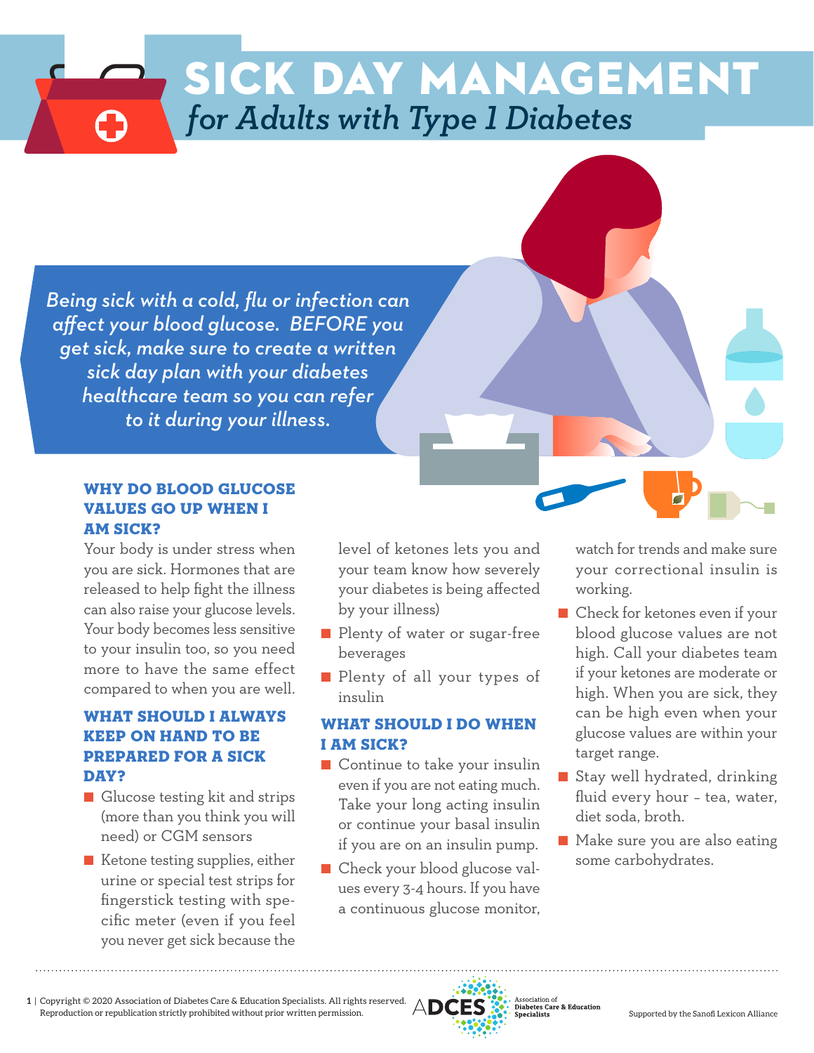# SICK DAY MANAGEMENT

## *for Adults with Type 1 Diabetes*

*Being sick with a cold, flu or infection can affect your blood glucose. BEFORE you get sick, make sure to create a written sick day plan with your diabetes healthcare team so you can refer to it during your illness.*

### WHY DO BLOOD GLUCOSE VALUES GO UP WHEN I AM SICK?

Your body is under stress when you are sick. Hormones that are released to help fight the illness can also raise your glucose levels. Your body becomes less sensitive to your insulin too, so you need more to have the same effect compared to when you are well.

### WHAT SHOULD I ALWAYS KEEP ON HAND TO BE PREPARED FOR A SICK DAY?

- Glucose testing kit and strips (more than you think you will need) or CGM sensors
- Ketone testing supplies, either urine or special test strips for fingerstick testing with specific meter (even if you feel you never get sick because the level of ketones lets you and your team know how severely your diabetes is being affected by your illness)
- Plenty of water or sugar-free beverages
- Plenty of all your types of insulin

### WHAT SHOULD I DO WHEN I AM SICK?

- Continue to take your insulin even if you are not eating much. Take your long acting insulin or continue your basal insulin if you are on an insulin pump.
- Check your blood glucose values every 3-4 hours. If you have a continuous glucose monitor, watch for trends and make sure your correctional insulin is working.
- Check for ketones even if your blood glucose values are not high. Call your diabetes team if your ketones are moderate or high. When you are sick, they can be high even when your glucose values are within your target range.
- Stay well hydrated, drinking fluid every hour – tea, water, diet soda, broth.
- Make sure you are also eating some carbohydrates.

Copyright © 2020 Association of Diabetes Care & Education Specialists. All rights reserved. Reproduction or republication strictly prohibited without prior written permission.

ADCES Association of Diabetes Care & Education Specialists

Supported by the Sanofi Lexicon Alliance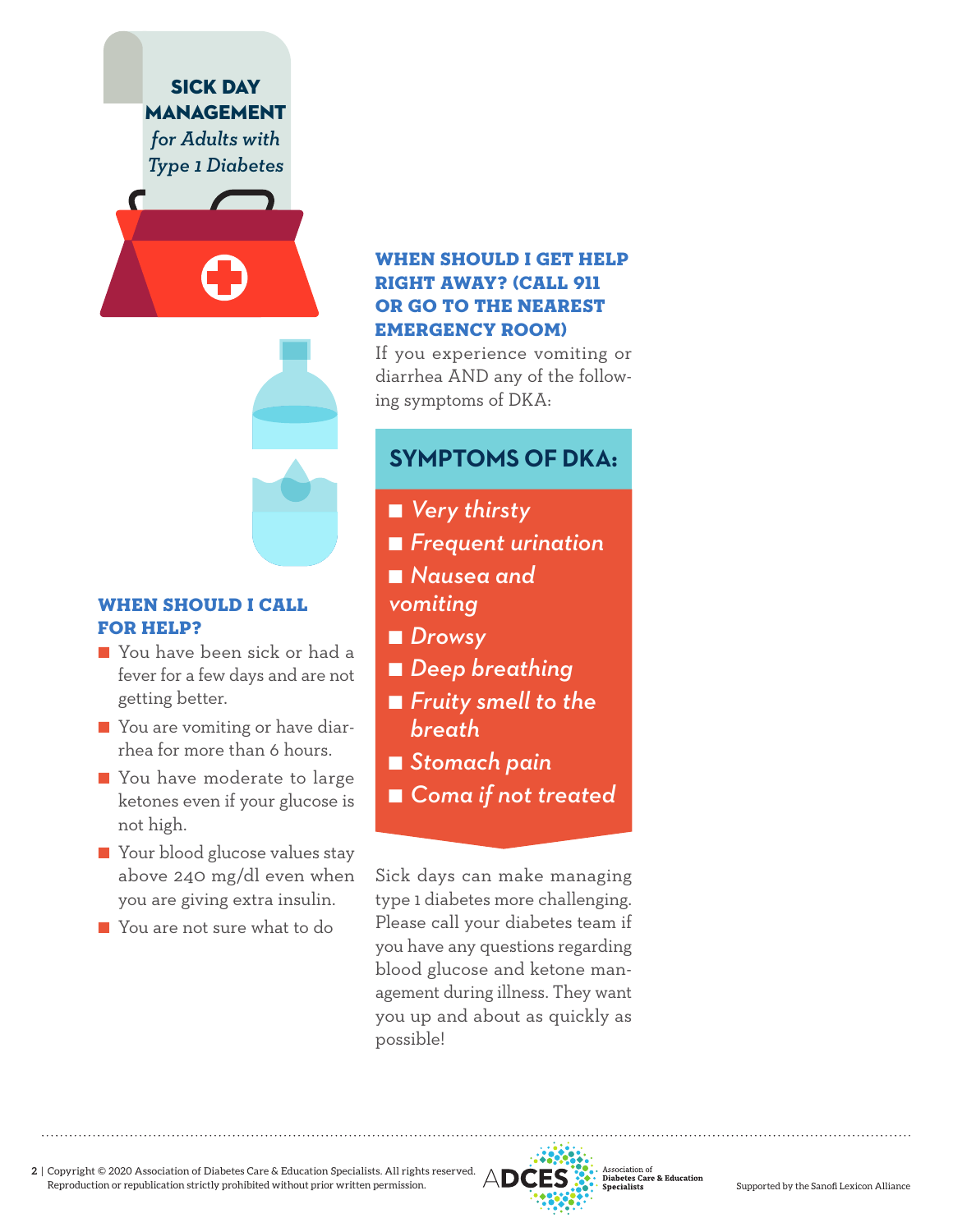# SICK DAY MANAGEMENT

*for Adults with Type 1 Diabetes*

## WHEN SHOULD I CALL FOR HELP?

- You have been sick or had a fever for a few days and are not getting better.
- You are vomiting or have diarrhea for more than 6 hours.
- You have moderate to large ketones even if your glucose is not high.
- Your blood glucose values stay above 240 mg/dl even when you are giving extra insulin.
- You are not sure what to do

## WHEN SHOULD I GET HELP RIGHT AWAY? (CALL 911 OR GO TO THE NEAREST EMERGENCY ROOM)

If you experience vomiting or diarrhea AND any of the following symptoms of DKA:

### SYMPTOMS OF DKA:

- *Very thirsty*
- *Frequent urination*
- *Nausea and vomiting*
- *Drowsy*
- *Deep breathing*
- *Fruity smell to the breath*
- *Stomach pain*
- *Coma if not treated*

Sick days can make managing type 1 diabetes more challenging. Please call your diabetes team if you have any questions regarding blood glucose and ketone management during illness. They want you up and about as quickly as possible!

Copyright © 2020 Association of Diabetes Care & Education Specialists. All rights reserved. Reproduction or republication strictly prohibited without prior written permission.

ADCES Association of Diabetes Care & Education Specialists

Supported by the Sanofi Lexicon Alliance